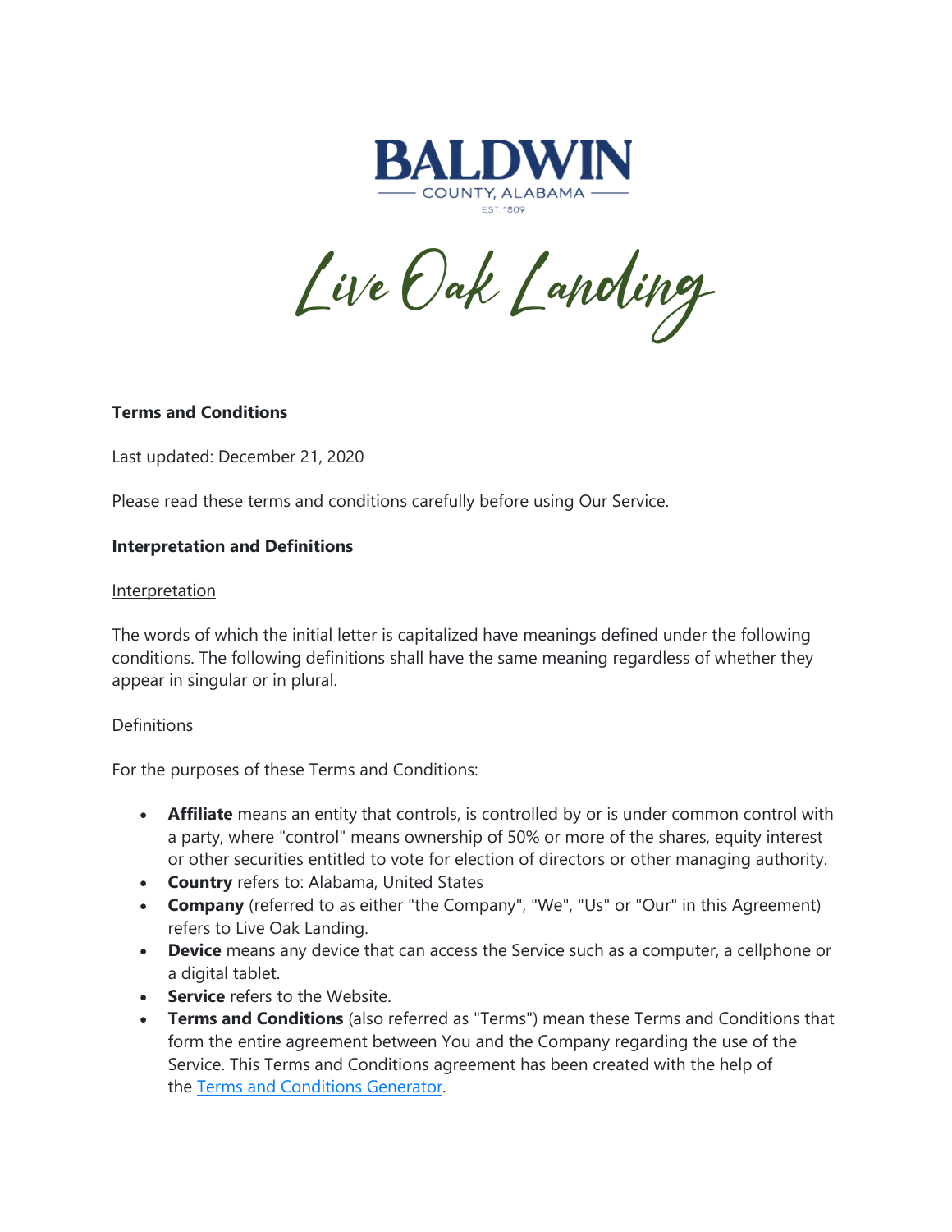BALDWIN

COUNTY, ALABAMA

EST. 1809

Live Oak Landing

**Terms and Conditions**

Last updated: December 21, 2020

Please read these terms and conditions carefully before using Our Service.

**Interpretation and Definitions**

Interpretation

The words of which the initial letter is capitalized have meanings defined under the following conditions. The following definitions shall have the same meaning regardless of whether they appear in singular or in plural.

Definitions

For the purposes of these Terms and Conditions:

- **Affiliate** means an entity that controls, is controlled by or is under common control with a party, where "control" means ownership of 50% or more of the shares, equity interest or other securities entitled to vote for election of directors or other managing authority.
- **Country** refers to: Alabama, United States
- **Company** (referred to as either "the Company", "We", "Us" or "Our" in this Agreement) refers to Live Oak Landing.
- **Device** means any device that can access the Service such as a computer, a cellphone or a digital tablet.
- **Service** refers to the Website.
- **Terms and Conditions** (also referred as "Terms") mean these Terms and Conditions that form the entire agreement between You and the Company regarding the use of the Service. This Terms and Conditions agreement has been created with the help of the Terms and Conditions Generator.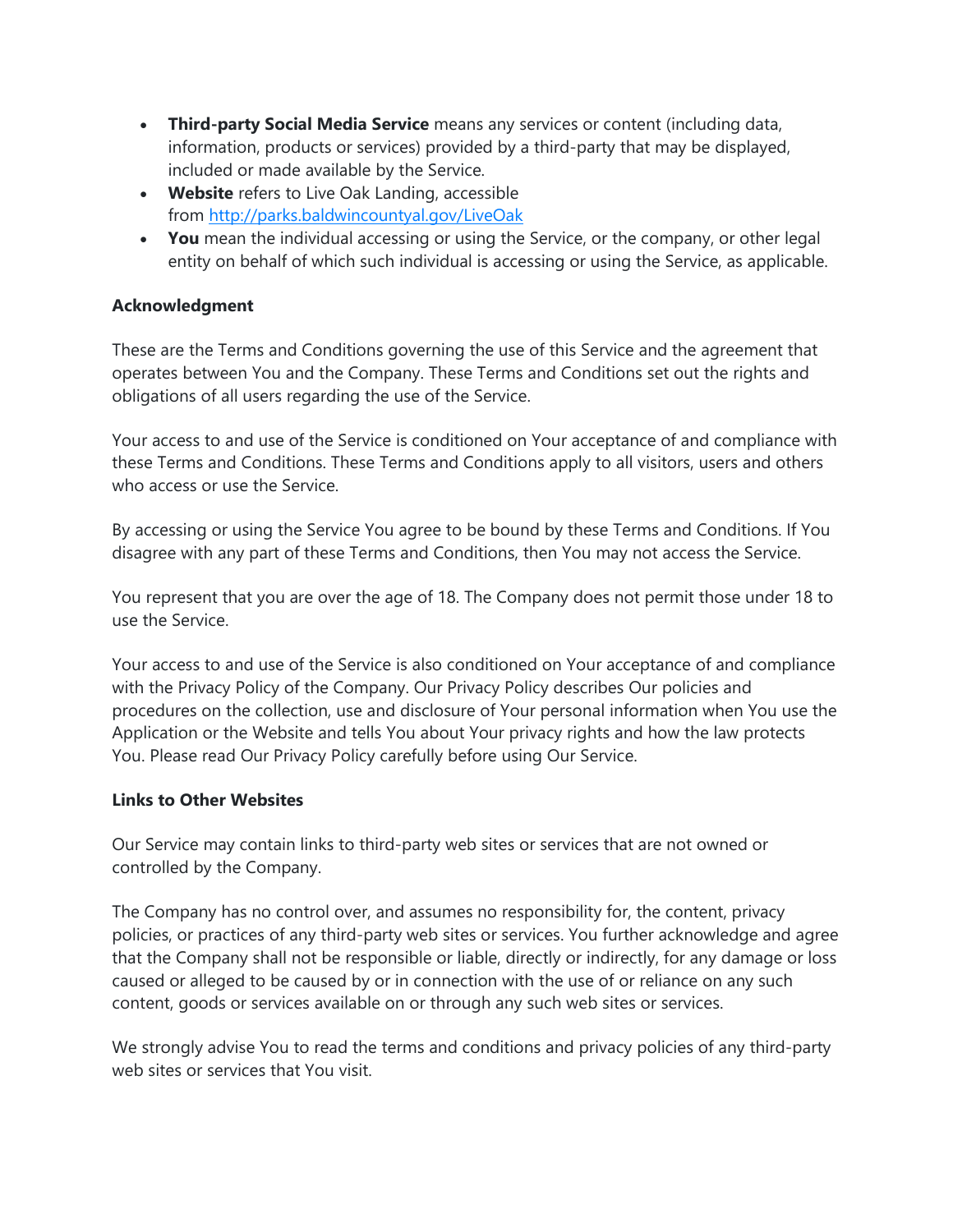- **Third-party Social Media Service** means any services or content (including data, information, products or services) provided by a third-party that may be displayed, included or made available by the Service.
- **Website** refers to Live Oak Landing, accessible from [http://parks.baldwincountyal.gov/LiveOak](http://parks.baldwincountyal.gov/LiveOak)
- **You** mean the individual accessing or using the Service, or the company, or other legal entity on behalf of which such individual is accessing or using the Service, as applicable.

**Acknowledgment**

These are the Terms and Conditions governing the use of this Service and the agreement that operates between You and the Company. These Terms and Conditions set out the rights and obligations of all users regarding the use of the Service.

Your access to and use of the Service is conditioned on Your acceptance of and compliance with these Terms and Conditions. These Terms and Conditions apply to all visitors, users and others who access or use the Service.

By accessing or using the Service You agree to be bound by these Terms and Conditions. If You disagree with any part of these Terms and Conditions, then You may not access the Service.

You represent that you are over the age of 18. The Company does not permit those under 18 to use the Service.

Your access to and use of the Service is also conditioned on Your acceptance of and compliance with the Privacy Policy of the Company. Our Privacy Policy describes Our policies and procedures on the collection, use and disclosure of Your personal information when You use the Application or the Website and tells You about Your privacy rights and how the law protects You. Please read Our Privacy Policy carefully before using Our Service.

**Links to Other Websites**

Our Service may contain links to third-party web sites or services that are not owned or controlled by the Company.

The Company has no control over, and assumes no responsibility for, the content, privacy policies, or practices of any third-party web sites or services. You further acknowledge and agree that the Company shall not be responsible or liable, directly or indirectly, for any damage or loss caused or alleged to be caused by or in connection with the use of or reliance on any such content, goods or services available on or through any such web sites or services.

We strongly advise You to read the terms and conditions and privacy policies of any third-party web sites or services that You visit.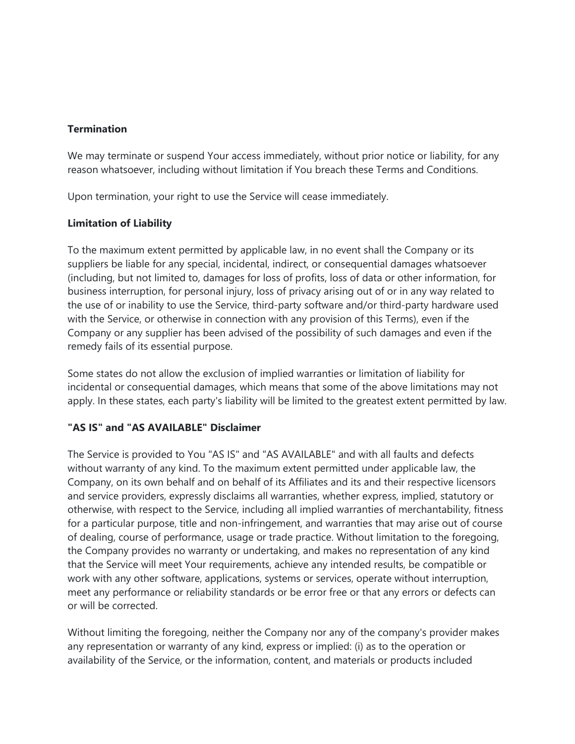**Termination**

We may terminate or suspend Your access immediately, without prior notice or liability, for any reason whatsoever, including without limitation if You breach these Terms and Conditions.

Upon termination, your right to use the Service will cease immediately.

**Limitation of Liability**

To the maximum extent permitted by applicable law, in no event shall the Company or its suppliers be liable for any special, incidental, indirect, or consequential damages whatsoever (including, but not limited to, damages for loss of profits, loss of data or other information, for business interruption, for personal injury, loss of privacy arising out of or in any way related to the use of or inability to use the Service, third-party software and/or third-party hardware used with the Service, or otherwise in connection with any provision of this Terms), even if the Company or any supplier has been advised of the possibility of such damages and even if the remedy fails of its essential purpose.

Some states do not allow the exclusion of implied warranties or limitation of liability for incidental or consequential damages, which means that some of the above limitations may not apply. In these states, each party's liability will be limited to the greatest extent permitted by law.

**"AS IS" and "AS AVAILABLE" Disclaimer**

The Service is provided to You "AS IS" and "AS AVAILABLE" and with all faults and defects without warranty of any kind. To the maximum extent permitted under applicable law, the Company, on its own behalf and on behalf of its Affiliates and its and their respective licensors and service providers, expressly disclaims all warranties, whether express, implied, statutory or otherwise, with respect to the Service, including all implied warranties of merchantability, fitness for a particular purpose, title and non-infringement, and warranties that may arise out of course of dealing, course of performance, usage or trade practice. Without limitation to the foregoing, the Company provides no warranty or undertaking, and makes no representation of any kind that the Service will meet Your requirements, achieve any intended results, be compatible or work with any other software, applications, systems or services, operate without interruption, meet any performance or reliability standards or be error free or that any errors or defects can or will be corrected.

Without limiting the foregoing, neither the Company nor any of the company's provider makes any representation or warranty of any kind, express or implied: (i) as to the operation or availability of the Service, or the information, content, and materials or products included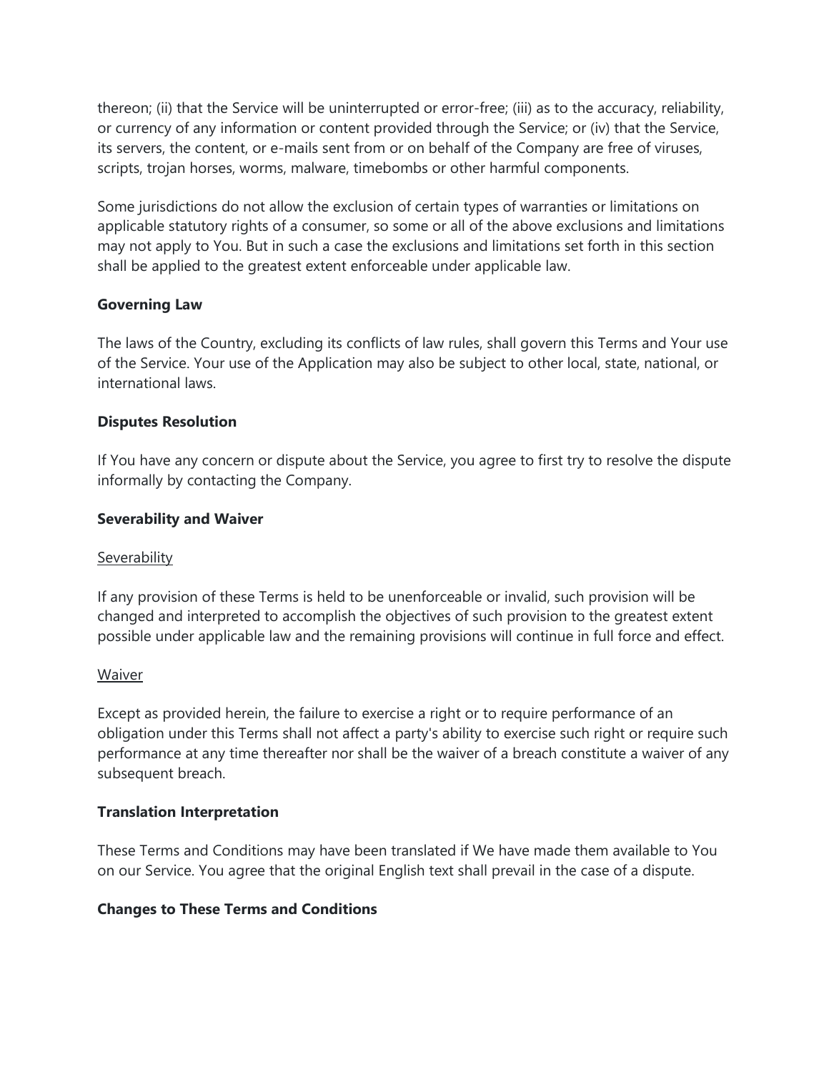thereon; (ii) that the Service will be uninterrupted or error-free; (iii) as to the accuracy, reliability, or currency of any information or content provided through the Service; or (iv) that the Service, its servers, the content, or e-mails sent from or on behalf of the Company are free of viruses, scripts, trojan horses, worms, malware, timebombs or other harmful components.

Some jurisdictions do not allow the exclusion of certain types of warranties or limitations on applicable statutory rights of a consumer, so some or all of the above exclusions and limitations may not apply to You. But in such a case the exclusions and limitations set forth in this section shall be applied to the greatest extent enforceable under applicable law.

**Governing Law**

The laws of the Country, excluding its conflicts of law rules, shall govern this Terms and Your use of the Service. Your use of the Application may also be subject to other local, state, national, or international laws.

**Disputes Resolution**

If You have any concern or dispute about the Service, you agree to first try to resolve the dispute informally by contacting the Company.

**Severability and Waiver**

Severability

If any provision of these Terms is held to be unenforceable or invalid, such provision will be changed and interpreted to accomplish the objectives of such provision to the greatest extent possible under applicable law and the remaining provisions will continue in full force and effect.

Waiver

Except as provided herein, the failure to exercise a right or to require performance of an obligation under this Terms shall not affect a party's ability to exercise such right or require such performance at any time thereafter nor shall be the waiver of a breach constitute a waiver of any subsequent breach.

**Translation Interpretation**

These Terms and Conditions may have been translated if We have made them available to You on our Service. You agree that the original English text shall prevail in the case of a dispute.

**Changes to These Terms and Conditions**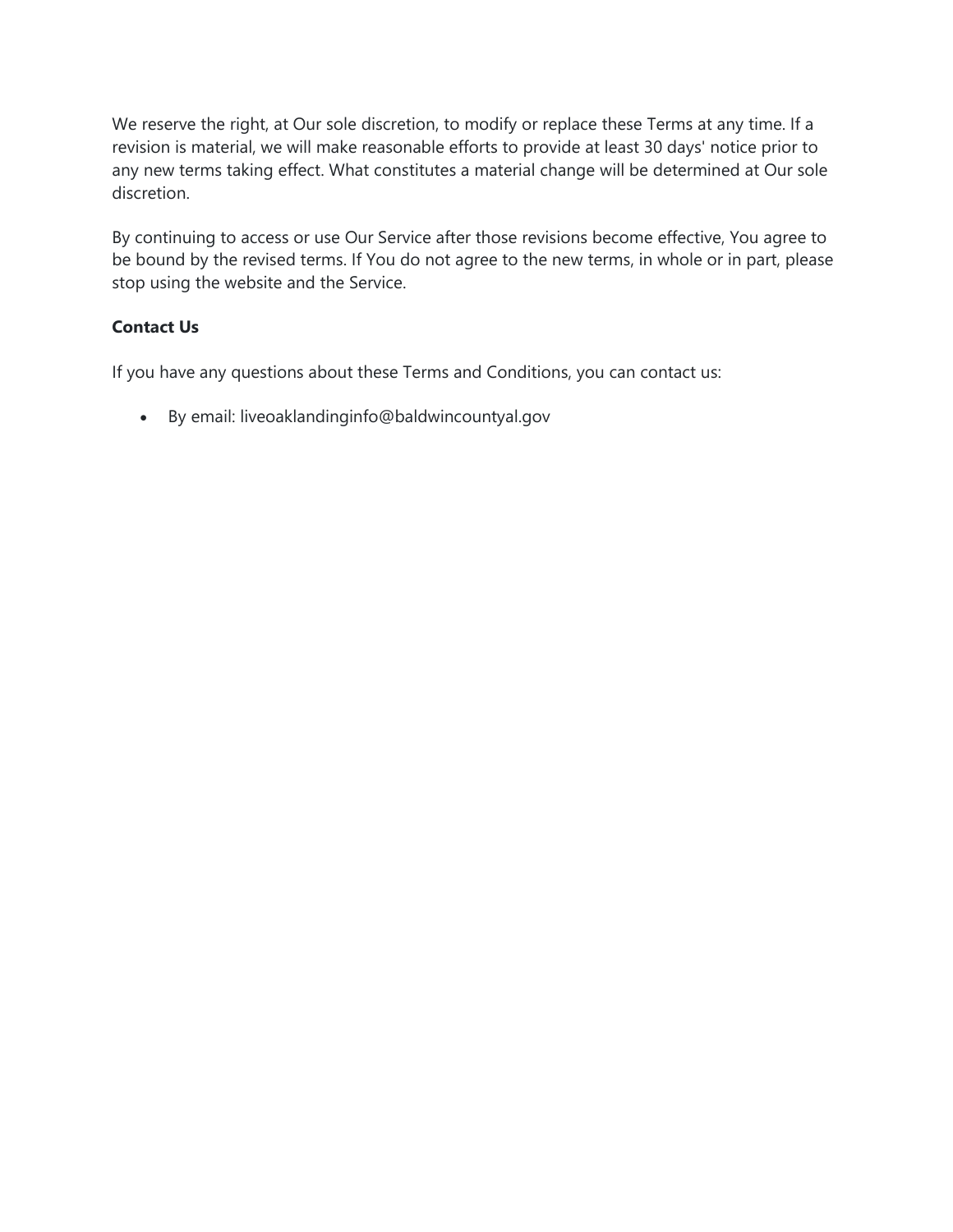We reserve the right, at Our sole discretion, to modify or replace these Terms at any time. If a revision is material, we will make reasonable efforts to provide at least 30 days' notice prior to any new terms taking effect. What constitutes a material change will be determined at Our sole discretion.

By continuing to access or use Our Service after those revisions become effective, You agree to be bound by the revised terms. If You do not agree to the new terms, in whole or in part, please stop using the website and the Service.

**Contact Us**

If you have any questions about these Terms and Conditions, you can contact us:

- By email: liveoaklandinginfo@baldwincountyal.gov